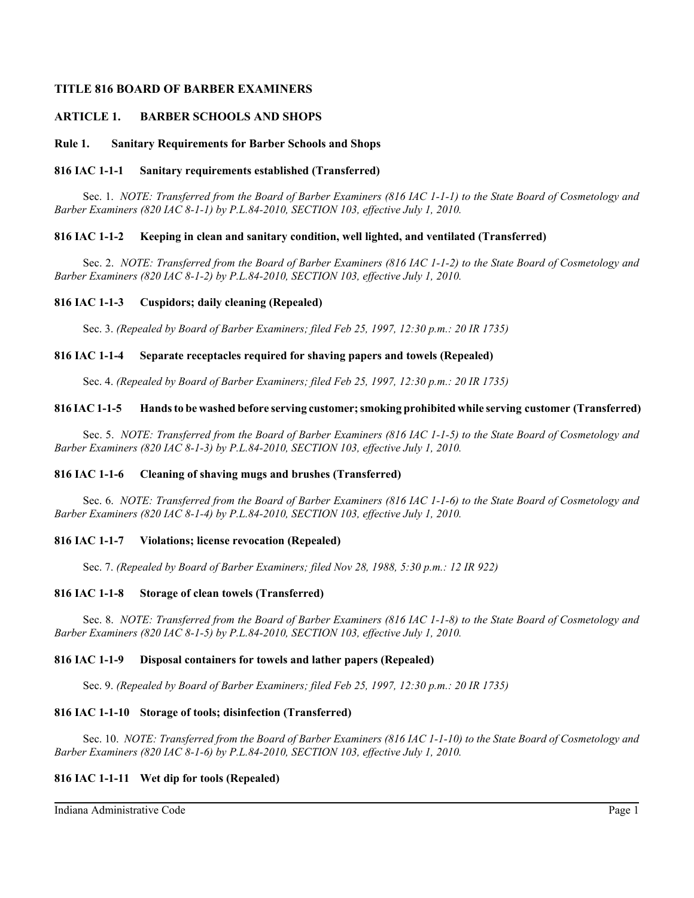# TITLE 816 BOARD OF BARBER EXAMINERS

## ARTICLE 1. BARBER SCHOOLS AND SHOPS

### Rule 1. Sanitary Requirements for Barber Schools and Shops

#### 816 IAC 1-1-1 Sanitary requirements established (Transferred)

Sec. 1. *NOTE: Transferred from the Board of Barber Examiners (816 IAC 1-1-1) to the State Board of Cosmetology and Barber Examiners (820 IAC 8-1-1) by P.L.84-2010, SECTION 103, effective July 1, 2010.*

#### 816 IAC 1-1-2 Keeping in clean and sanitary condition, well lighted, and ventilated (Transferred)

Sec. 2. *NOTE: Transferred from the Board of Barber Examiners (816 IAC 1-1-2) to the State Board of Cosmetology and Barber Examiners (820 IAC 8-1-2) by P.L.84-2010, SECTION 103, effective July 1, 2010.*

#### 816 IAC 1-1-3 Cuspidors; daily cleaning (Repealed)

Sec. 3. *(Repealed by Board of Barber Examiners; filed Feb 25, 1997, 12:30 p.m.: 20 IR 1735)*

#### 816 IAC 1-1-4 Separate receptacles required for shaving papers and towels (Repealed)

Sec. 4. *(Repealed by Board of Barber Examiners; filed Feb 25, 1997, 12:30 p.m.: 20 IR 1735)*

#### 816 IAC 1-1-5 Hands to be washed before serving customer; smoking prohibited while serving customer (Transferred)

Sec. 5. *NOTE: Transferred from the Board of Barber Examiners (816 IAC 1-1-5) to the State Board of Cosmetology and Barber Examiners (820 IAC 8-1-3) by P.L.84-2010, SECTION 103, effective July 1, 2010.*

#### 816 IAC 1-1-6 Cleaning of shaving mugs and brushes (Transferred)

Sec. 6. *NOTE: Transferred from the Board of Barber Examiners (816 IAC 1-1-6) to the State Board of Cosmetology and Barber Examiners (820 IAC 8-1-4) by P.L.84-2010, SECTION 103, effective July 1, 2010.*

#### 816 IAC 1-1-7 Violations; license revocation (Repealed)

Sec. 7. *(Repealed by Board of Barber Examiners; filed Nov 28, 1988, 5:30 p.m.: 12 IR 922)*

#### 816 IAC 1-1-8 Storage of clean towels (Transferred)

Sec. 8. *NOTE: Transferred from the Board of Barber Examiners (816 IAC 1-1-8) to the State Board of Cosmetology and Barber Examiners (820 IAC 8-1-5) by P.L.84-2010, SECTION 103, effective July 1, 2010.*

#### 816 IAC 1-1-9 Disposal containers for towels and lather papers (Repealed)

Sec. 9. *(Repealed by Board of Barber Examiners; filed Feb 25, 1997, 12:30 p.m.: 20 IR 1735)*

#### 816 IAC 1-1-10 Storage of tools; disinfection (Transferred)

Sec. 10. *NOTE: Transferred from the Board of Barber Examiners (816 IAC 1-1-10) to the State Board of Cosmetology and Barber Examiners (820 IAC 8-1-6) by P.L.84-2010, SECTION 103, effective July 1, 2010.*

#### 816 IAC 1-1-11 Wet dip for tools (Repealed)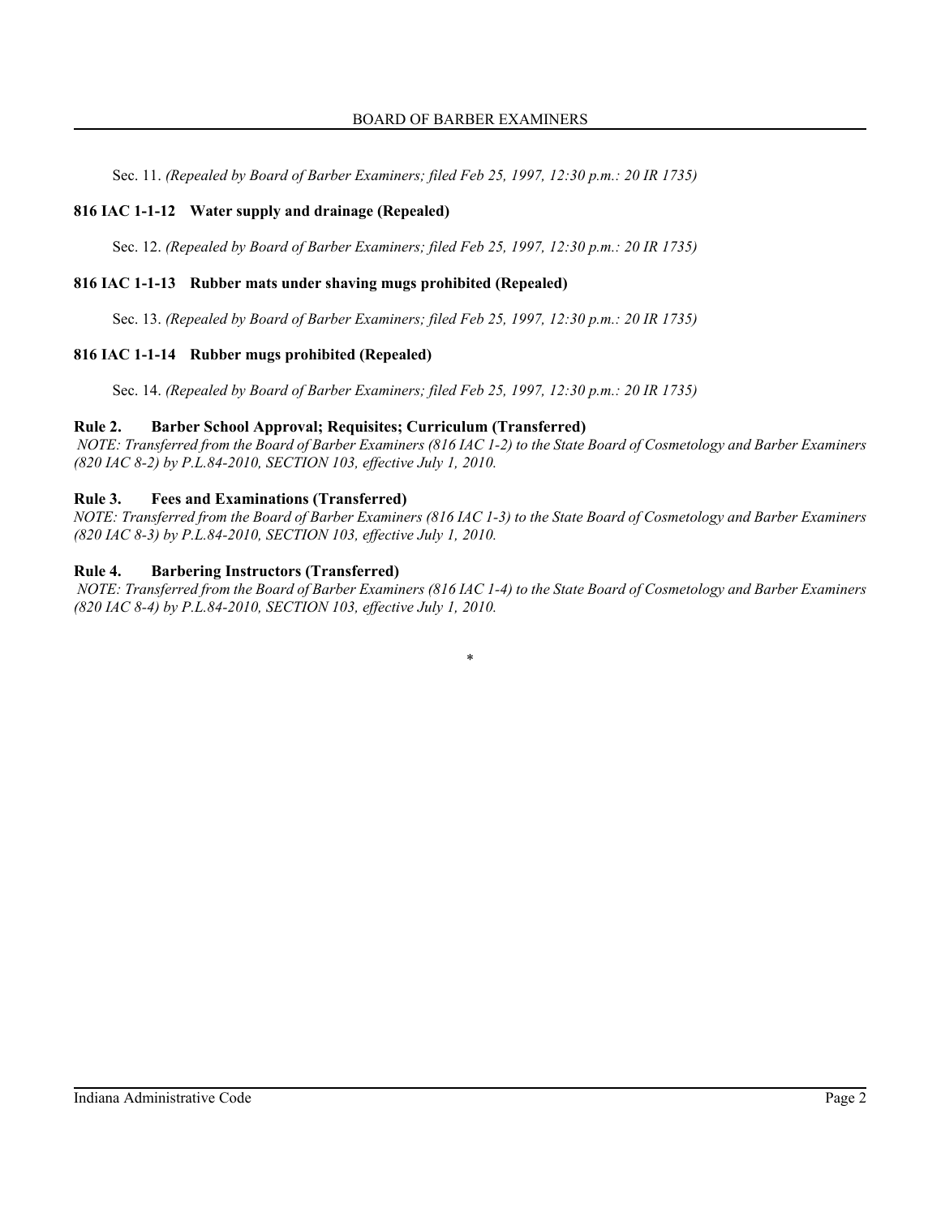Sec. 11. *(Repealed by Board of Barber Examiners; filed Feb 25, 1997, 12:30 p.m.: 20 IR 1735)*

### 816 IAC 1-1-12 Water supply and drainage (Repealed)

Sec. 12. *(Repealed by Board of Barber Examiners; filed Feb 25, 1997, 12:30 p.m.: 20 IR 1735)*

### 816 IAC 1-1-13 Rubber mats under shaving mugs prohibited (Repealed)

Sec. 13. *(Repealed by Board of Barber Examiners; filed Feb 25, 1997, 12:30 p.m.: 20 IR 1735)*

### 816 IAC 1-1-14 Rubber mugs prohibited (Repealed)

Sec. 14. *(Repealed by Board of Barber Examiners; filed Feb 25, 1997, 12:30 p.m.: 20 IR 1735)*

## Rule 2. Barber School Approval; Requisites; Curriculum (Transferred)

*NOTE: Transferred from the Board of Barber Examiners (816 IAC 1-2) to the State Board of Cosmetology and Barber Examiners (820 IAC 8-2) by P.L.84-2010, SECTION 103, effective July 1, 2010.*

## Rule 3. Fees and Examinations (Transferred)

*NOTE: Transferred from the Board of Barber Examiners (816 IAC 1-3) to the State Board of Cosmetology and Barber Examiners (820 IAC 8-3) by P.L.84-2010, SECTION 103, effective July 1, 2010.*

## Rule 4. Barbering Instructors (Transferred)

*NOTE: Transferred from the Board of Barber Examiners (816 IAC 1-4) to the State Board of Cosmetology and Barber Examiners (820 IAC 8-4) by P.L.84-2010, SECTION 103, effective July 1, 2010.*

*